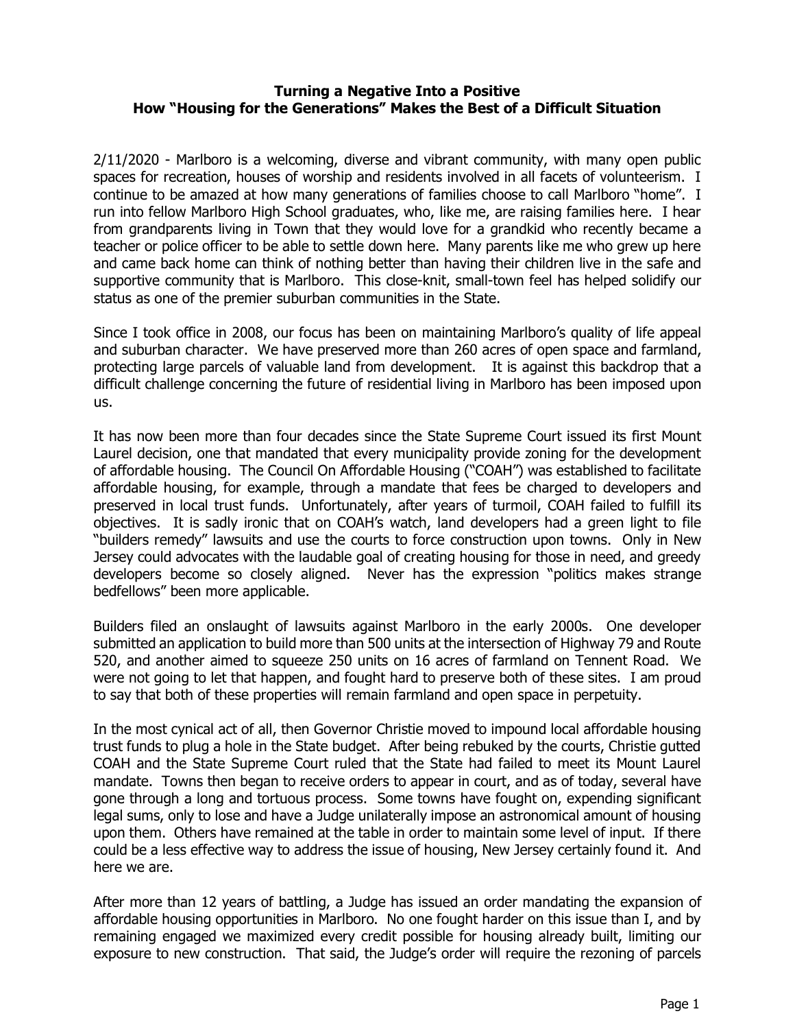**Turning a Negative Into a Positive**
**How "Housing for the Generations" Makes the Best of a Difficult Situation**

2/11/2020 - Marlboro is a welcoming, diverse and vibrant community, with many open public spaces for recreation, houses of worship and residents involved in all facets of volunteerism. I continue to be amazed at how many generations of families choose to call Marlboro "home". I run into fellow Marlboro High School graduates, who, like me, are raising families here. I hear from grandparents living in Town that they would love for a grandkid who recently became a teacher or police officer to be able to settle down here. Many parents like me who grew up here and came back home can think of nothing better than having their children live in the safe and supportive community that is Marlboro. This close-knit, small-town feel has helped solidify our status as one of the premier suburban communities in the State.

Since I took office in 2008, our focus has been on maintaining Marlboro's quality of life appeal and suburban character. We have preserved more than 260 acres of open space and farmland, protecting large parcels of valuable land from development. It is against this backdrop that a difficult challenge concerning the future of residential living in Marlboro has been imposed upon us.

It has now been more than four decades since the State Supreme Court issued its first Mount Laurel decision, one that mandated that every municipality provide zoning for the development of affordable housing. The Council On Affordable Housing ("COAH") was established to facilitate affordable housing, for example, through a mandate that fees be charged to developers and preserved in local trust funds. Unfortunately, after years of turmoil, COAH failed to fulfill its objectives. It is sadly ironic that on COAH's watch, land developers had a green light to file "builders remedy" lawsuits and use the courts to force construction upon towns. Only in New Jersey could advocates with the laudable goal of creating housing for those in need, and greedy developers become so closely aligned. Never has the expression "politics makes strange bedfellows" been more applicable.

Builders filed an onslaught of lawsuits against Marlboro in the early 2000s. One developer submitted an application to build more than 500 units at the intersection of Highway 79 and Route 520, and another aimed to squeeze 250 units on 16 acres of farmland on Tennent Road. We were not going to let that happen, and fought hard to preserve both of these sites. I am proud to say that both of these properties will remain farmland and open space in perpetuity.

In the most cynical act of all, then Governor Christie moved to impound local affordable housing trust funds to plug a hole in the State budget. After being rebuked by the courts, Christie gutted COAH and the State Supreme Court ruled that the State had failed to meet its Mount Laurel mandate. Towns then began to receive orders to appear in court, and as of today, several have gone through a long and tortuous process. Some towns have fought on, expending significant legal sums, only to lose and have a Judge unilaterally impose an astronomical amount of housing upon them. Others have remained at the table in order to maintain some level of input. If there could be a less effective way to address the issue of housing, New Jersey certainly found it. And here we are.

After more than 12 years of battling, a Judge has issued an order mandating the expansion of affordable housing opportunities in Marlboro. No one fought harder on this issue than I, and by remaining engaged we maximized every credit possible for housing already built, limiting our exposure to new construction. That said, the Judge's order will require the rezoning of parcels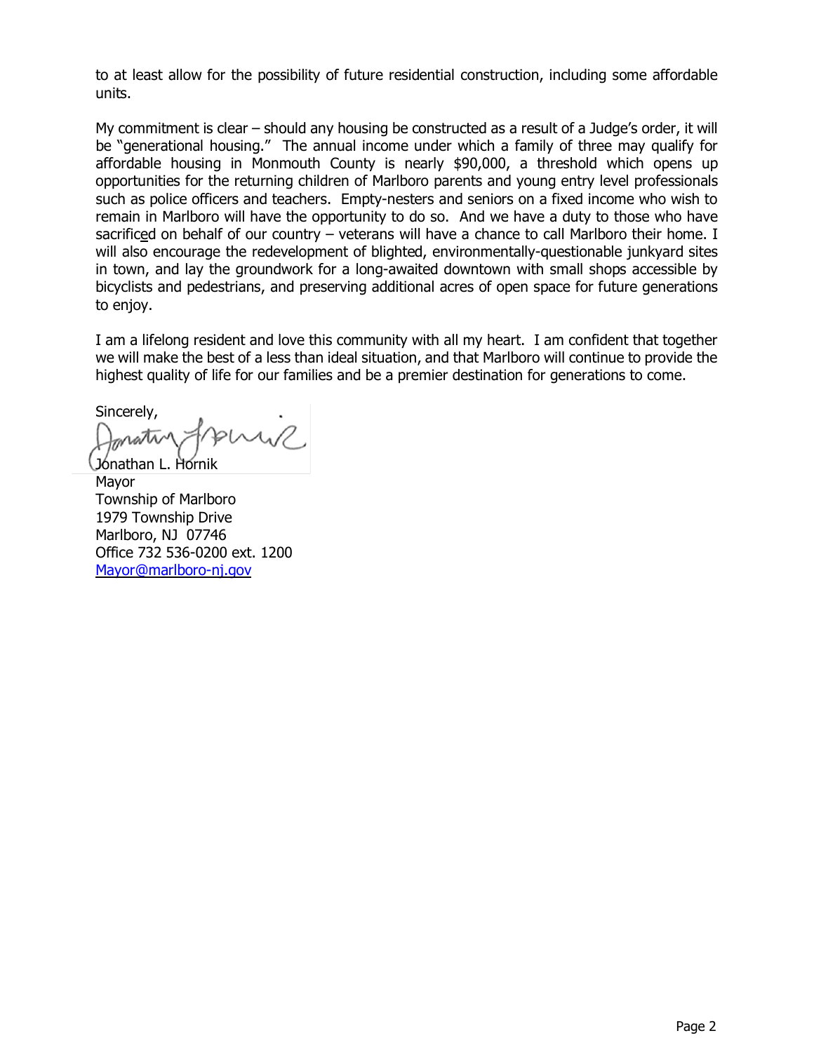to at least allow for the possibility of future residential construction, including some affordable units.

My commitment is clear – should any housing be constructed as a result of a Judge's order, it will be "generational housing." The annual income under which a family of three may qualify for affordable housing in Monmouth County is nearly $90,000, a threshold which opens up opportunities for the returning children of Marlboro parents and young entry level professionals such as police officers and teachers. Empty-nesters and seniors on a fixed income who wish to remain in Marlboro will have the opportunity to do so. And we have a duty to those who have sacrificed on behalf of our country – veterans will have a chance to call Marlboro their home. I will also encourage the redevelopment of blighted, environmentally-questionable junkyard sites in town, and lay the groundwork for a long-awaited downtown with small shops accessible by bicyclists and pedestrians, and preserving additional acres of open space for future generations to enjoy.

I am a lifelong resident and love this community with all my heart. I am confident that together we will make the best of a less than ideal situation, and that Marlboro will continue to provide the highest quality of life for our families and be a premier destination for generations to come.

Sincerely,

Jonathan L. Hornik
Mayor
Township of Marlboro
1979 Township Drive
Marlboro, NJ 07746
Office 732 536-0200 ext. 1200
Mayor@marlboro-nj.gov